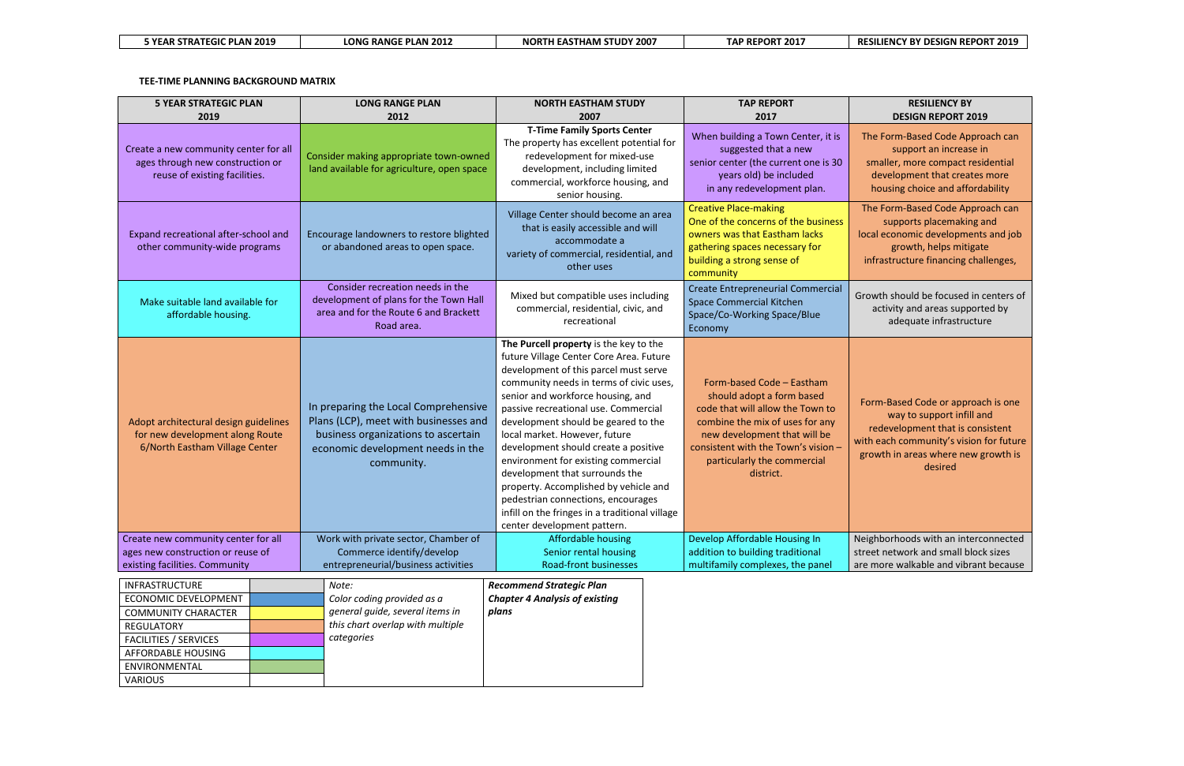| 5 YEAR STRATEGIC PLAN 2019 | LONG RANGE PLAN 2012 | NORTH EASTHAM STUDY 2007 | TAP REPORT 2017 | RESILIENCY BY DESIGN REPORT 2019 |
|---|---|---|---|---|

**TEE-TIME PLANNING BACKGROUND MATRIX**

| 5 YEAR STRATEGIC PLAN 2019 | LONG RANGE PLAN 2012 | NORTH EASTHAM STUDY 2007 | TAP REPORT 2017 | RESILIENCY BY DESIGN REPORT 2019 |
|---|---|---|---|---|
| Create a new community center for all ages through new construction or reuse of existing facilities. | Consider making appropriate town-owned land available for agriculture, open space | **T-Time Family Sports Center** The property has excellent potential for redevelopment for mixed-use development, including limited commercial, workforce housing, and senior housing. | When building a Town Center, it is suggested that a new senior center (the current one is 30 years old) be included in any redevelopment plan. | The Form-Based Code Approach can support an increase in smaller, more compact residential development that creates more housing choice and affordability |
| Expand recreational after-school and other community-wide programs | Encourage landowners to restore blighted or abandoned areas to open space. | Village Center should become an area that is easily accessible and will accommodate a variety of commercial, residential, and other uses | Creative Place-making One of the concerns of the business owners was that Eastham lacks gathering spaces necessary for building a strong sense of community | The Form-Based Code Approach can supports placemaking and local economic developments and job growth, helps mitigate infrastructure financing challenges, |
| Make suitable land available for affordable housing. | Consider recreation needs in the development of plans for the Town Hall area and for the Route 6 and Brackett Road area. | Mixed but compatible uses including commercial, residential, civic, and recreational | Create Entrepreneurial Commercial Space Commercial Kitchen Space/Co-Working Space/Blue Economy | Growth should be focused in centers of activity and areas supported by adequate infrastructure |
| Adopt architectural design guidelines for new development along Route 6/North Eastham Village Center | In preparing the Local Comprehensive Plans (LCP), meet with businesses and business organizations to ascertain economic development needs in the community. | **The Purcell property** is the key to the future Village Center Core Area. Future development of this parcel must serve community needs in terms of civic uses, senior and workforce housing, and passive recreational use. Commercial development should be geared to the local market. However, future development should create a positive environment for existing commercial development that surrounds the property. Accomplished by vehicle and pedestrian connections, encourages infill on the fringes in a traditional village center development pattern. | Form-based Code – Eastham should adopt a form based code that will allow the Town to combine the mix of uses for any new development that will be consistent with the Town's vision – particularly the commercial district. | Form-Based Code or approach is one way to support infill and redevelopment that is consistent with each community's vision for future growth in areas where new growth is desired |
| Create new community center for all ages new construction or reuse of existing facilities. Community | Work with private sector, Chamber of Commerce identify/develop entrepreneurial/business activities | Affordable housing Senior rental housing Road-front businesses | Develop Affordable Housing In addition to building traditional multifamily complexes, the panel | Neighborhoods with an interconnected street network and small block sizes are more walkable and vibrant because |

| | | | |
|---|---|---|---|
| INFRASTRUCTURE | | *Note:* *Color coding provided as a general guide, several items in this chart overlap with multiple categories* | ***Recommend Strategic Plan Chapter 4 Analysis of existing plans*** |
| ECONOMIC DEVELOPMENT | | | |
| COMMUNITY CHARACTER | | | |
| REGULATORY | | | |
| FACILITIES / SERVICES | | | |
| AFFORDABLE HOUSING | | | |
| ENVIRONMENTAL | | | |
| VARIOUS | | | |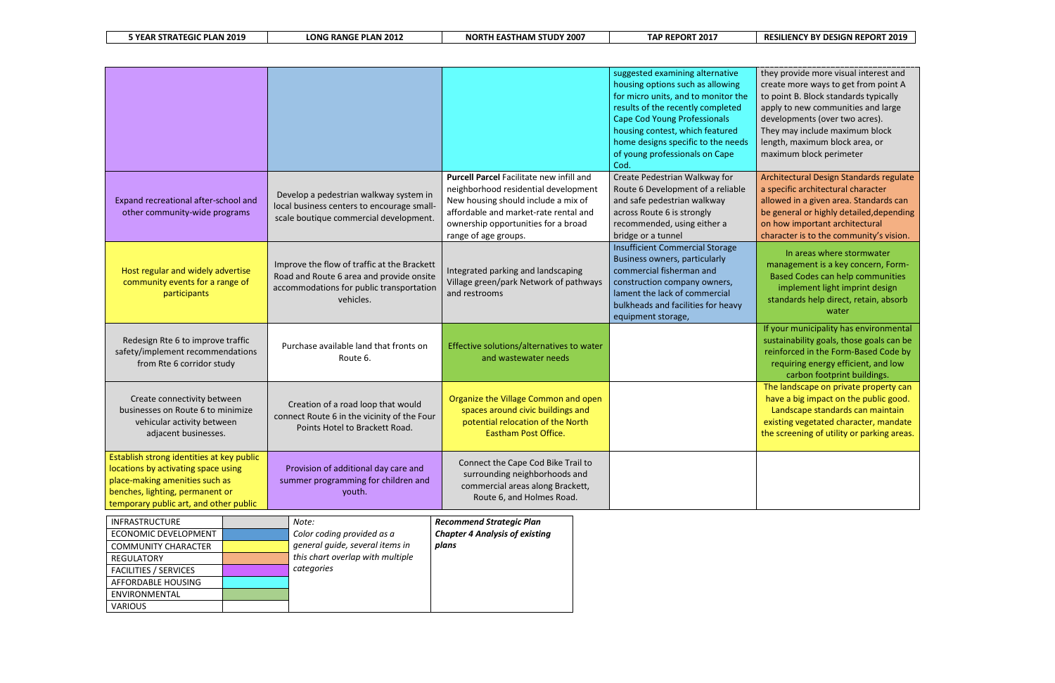| 5 YEAR STRATEGIC PLAN 2019 | LONG RANGE PLAN 2012 | NORTH EASTHAM STUDY 2007 | TAP REPORT 2017 | RESILIENCY BY DESIGN REPORT 2019 |
|---|---|---|---|---|
| | | | suggested examining alternative housing options such as allowing for micro units, and to monitor the results of the recently completed Cape Cod Young Professionals housing contest, which featured home designs specific to the needs of young professionals on Cape Cod. | they provide more visual interest and create more ways to get from point A to point B. Block standards typically apply to new communities and large developments (over two acres). They may include maximum block length, maximum block area, or maximum block perimeter |
| Expand recreational after-school and other community-wide programs | Develop a pedestrian walkway system in local business centers to encourage small-scale boutique commercial development. | **Purcell Parcel** Facilitate new infill and neighborhood residential development New housing should include a mix of affordable and market-rate rental and ownership opportunities for a broad range of age groups. | Create Pedestrian Walkway for Route 6 Development of a reliable and safe pedestrian walkway across Route 6 is strongly recommended, using either a bridge or a tunnel | Architectural Design Standards regulate a specific architectural character allowed in a given area. Standards can be general or highly detailed,depending on how important architectural character is to the community's vision. |
| Host regular and widely advertise community events for a range of participants | Improve the flow of traffic at the Brackett Road and Route 6 area and provide onsite accommodations for public transportation vehicles. | Integrated parking and landscaping Village green/park Network of pathways and restrooms | Insufficient Commercial Storage Business owners, particularly commercial fisherman and construction company owners, lament the lack of commercial bulkheads and facilities for heavy equipment storage, | In areas where stormwater management is a key concern, Form-Based Codes can help communities implement light imprint design standards help direct, retain, absorb water |
| Redesign Rte 6 to improve traffic safety/implement recommendations from Rte 6 corridor study | Purchase available land that fronts on Route 6. | Effective solutions/alternatives to water and wastewater needs | | If your municipality has environmental sustainability goals, those goals can be reinforced in the Form-Based Code by requiring energy efficient, and low carbon footprint buildings. |
| Create connectivity between businesses on Route 6 to minimize vehicular activity between adjacent businesses. | Creation of a road loop that would connect Route 6 in the vicinity of the Four Points Hotel to Brackett Road. | Organize the Village Common and open spaces around civic buildings and potential relocation of the North Eastham Post Office. | | The landscape on private property can have a big impact on the public good. Landscape standards can maintain existing vegetated character, mandate the screening of utility or parking areas. |
| Establish strong identities at key public locations by activating space using place-making amenities such as benches, lighting, permanent or temporary public art, and other public | Provision of additional day care and summer programming for children and youth. | Connect the Cape Cod Bike Trail to surrounding neighborhoods and commercial areas along Brackett, Route 6, and Holmes Road. | | |

| Category | Color |
|---|---|
| INFRASTRUCTURE | |
| ECONOMIC DEVELOPMENT | |
| COMMUNITY CHARACTER | |
| REGULATORY | |
| FACILITIES / SERVICES | |
| AFFORDABLE HOUSING | |
| ENVIRONMENTAL | |
| VARIOUS | |

*Note: Color coding provided as a general guide, several items in this chart overlap with multiple categories*

***Recommend Strategic Plan Chapter 4 Analysis of existing plans***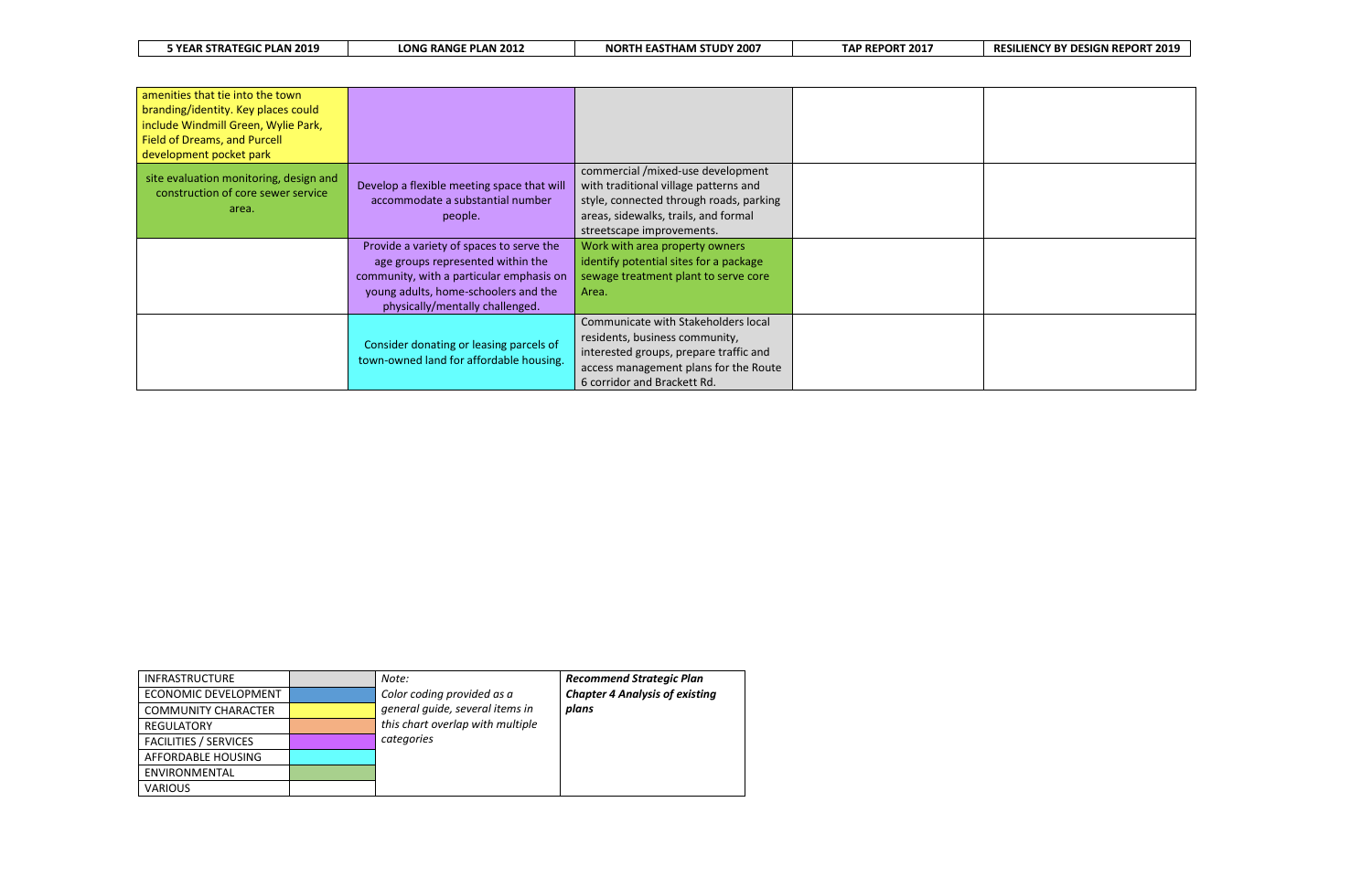| 5 YEAR STRATEGIC PLAN 2019 | LONG RANGE PLAN 2012 | NORTH EASTHAM STUDY 2007 | TAP REPORT 2017 | RESILIENCY BY DESIGN REPORT 2019 |
|---|---|---|---|---|
| amenities that tie into the town branding/identity. Key places could include Windmill Green, Wylie Park, Field of Dreams, and Purcell development pocket park | | | | |
| site evaluation monitoring, design and construction of core sewer service area. | Develop a flexible meeting space that will accommodate a substantial number people. | commercial /mixed-use development with traditional village patterns and style, connected through roads, parking areas, sidewalks, trails, and formal streetscape improvements. | | |
| | Provide a variety of spaces to serve the age groups represented within the community, with a particular emphasis on young adults, home-schoolers and the physically/mentally challenged. | Work with area property owners identify potential sites for a package sewage treatment plant to serve core Area. | | |
| | Consider donating or leasing parcels of town-owned land for affordable housing. | Communicate with Stakeholders local residents, business community, interested groups, prepare traffic and access management plans for the Route 6 corridor and Brackett Rd. | | |

| | | | |
|---|---|---|---|
| INFRASTRUCTURE | | *Note:* | ***Recommend Strategic Plan*** |
| ECONOMIC DEVELOPMENT | | *Color coding provided as a* | ***Chapter 4 Analysis of existing*** |
| COMMUNITY CHARACTER | | *general guide, several items in* | ***plans*** |
| REGULATORY | | *this chart overlap with multiple* | |
| FACILITIES / SERVICES | | *categories* | |
| AFFORDABLE HOUSING | | | |
| ENVIRONMENTAL | | | |
| VARIOUS | | | |